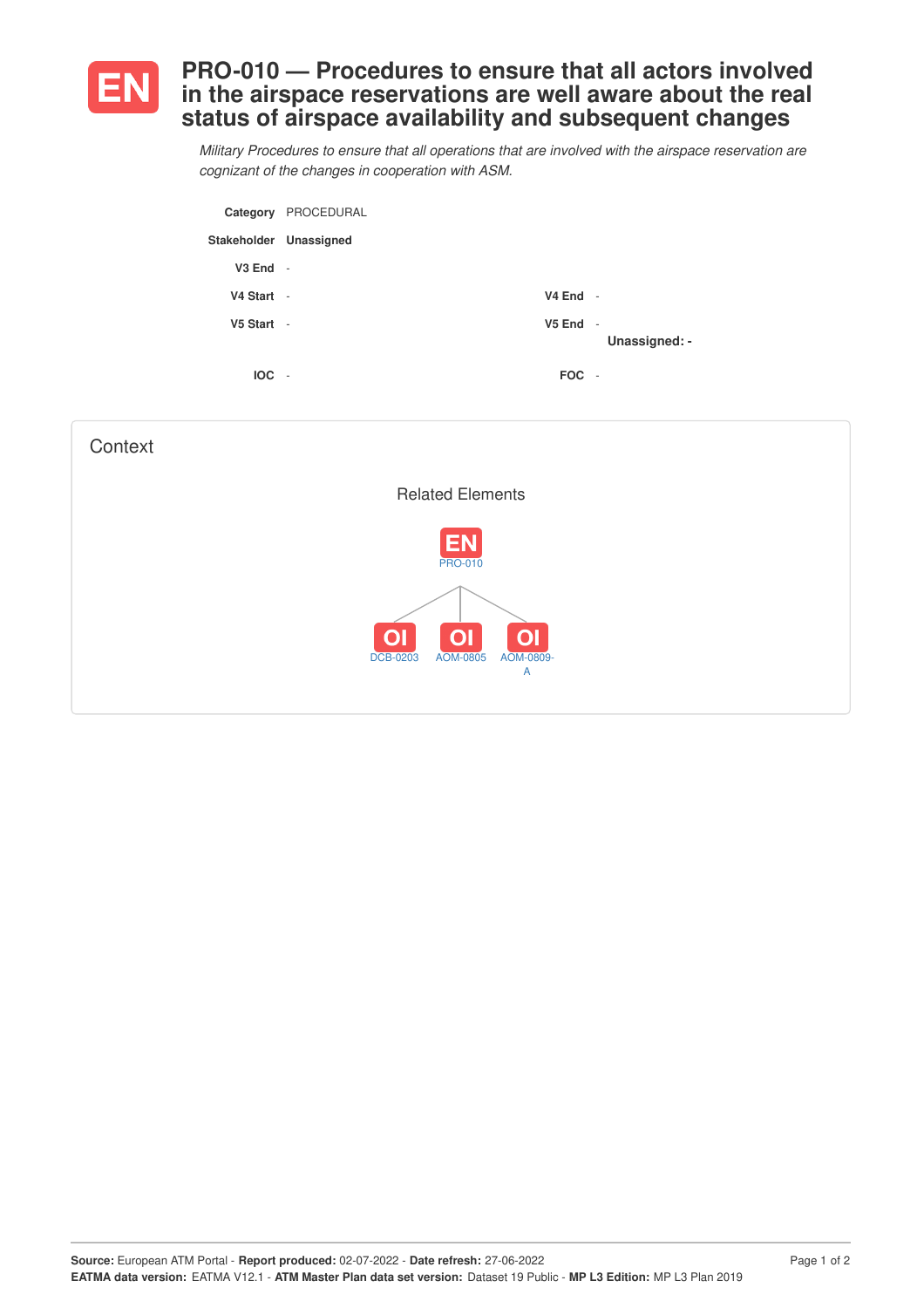# EN PRO-010 — Procedures to ensure that all actors involved in the airspace reservations are well aware about the real status of airspace availability and subsequent changes

*Military Procedures to ensure that all operations that are involved with the airspace reservation are cognizant of the changes in cooperation with ASM.*

| | | | |
|---|---|---|---|
| **Category** | PROCEDURAL | | |
| **Stakeholder** | **Unassigned** | | |
| **V3 End** | - | | |
| **V4 Start** | - | **V4 End** | - |
| **V5 Start** | - | **V5 End** | - **Unassigned: -** |
| **IOC** | - | **FOC** | - |

## Context

### Related Elements

EN PRO-010

- OI DCB-0203
- OI AOM-0805
- OI AOM-0809-A

**Source:** European ATM Portal - **Report produced:** 02-07-2022 - **Date refresh:** 27-06-2022
**EATMA data version:** EATMA V12.1 - **ATM Master Plan data set version:** Dataset 19 Public - **MP L3 Edition:** MP L3 Plan 2019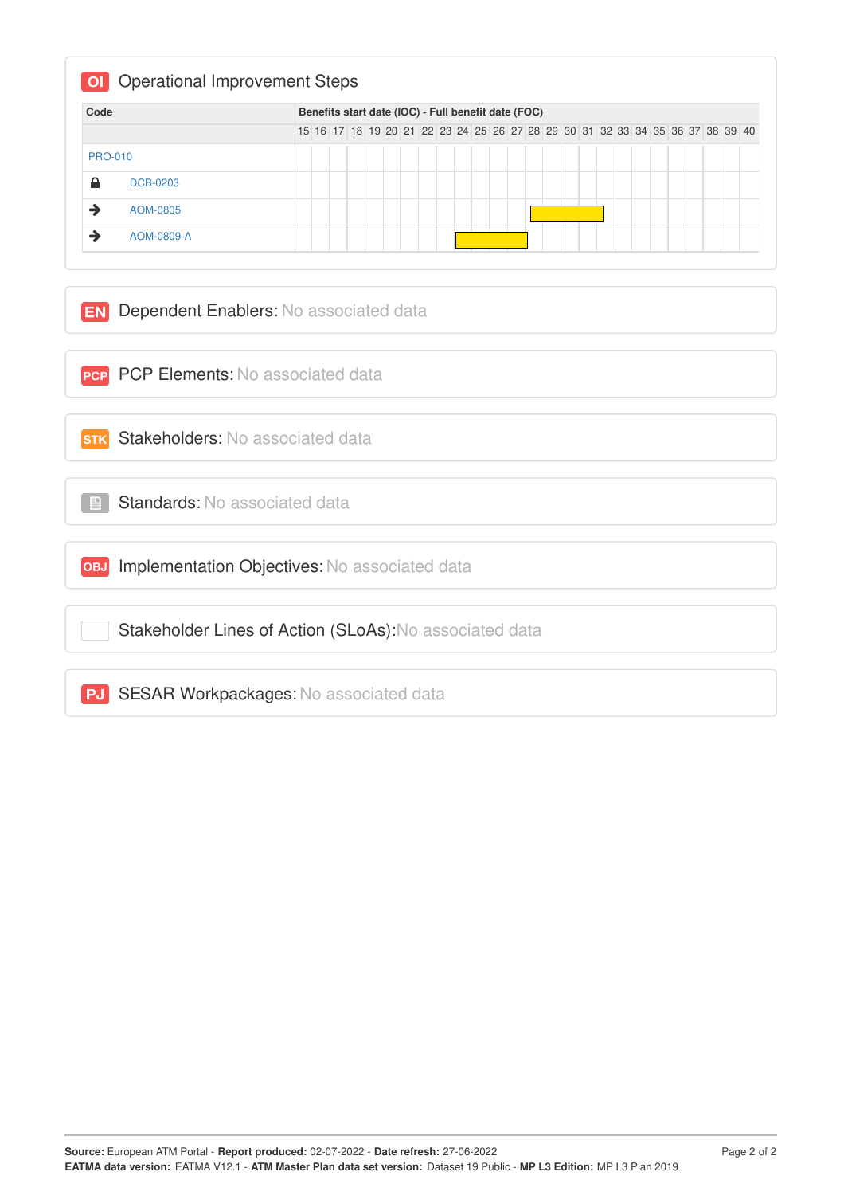## OI Operational Improvement Steps

Code

PRO-010

DCB-0203

AOM-0805

AOM-0809-A

Benefits start date (IOC) - Full benefit date (FOC)

15 16 17 18 19 20 21 22 23 24 25 26 27 28 29 30 31 32 33 34 35 36 37 38 39 40

## EN Dependent Enablers: No associated data

## PCP PCP Elements: No associated data

## STK Stakeholders: No associated data

## Standards: No associated data

## OBJ Implementation Objectives: No associated data

## Stakeholder Lines of Action (SLoAs): No associated data

## PJ SESAR Workpackages: No associated data

**Source:** European ATM Portal - **Report produced:** 02-07-2022 - **Date refresh:** 27-06-2022
**EATMA data version:** EATMA V12.1 - **ATM Master Plan data set version:** Dataset 19 Public - **MP L3 Edition:** MP L3 Plan 2019